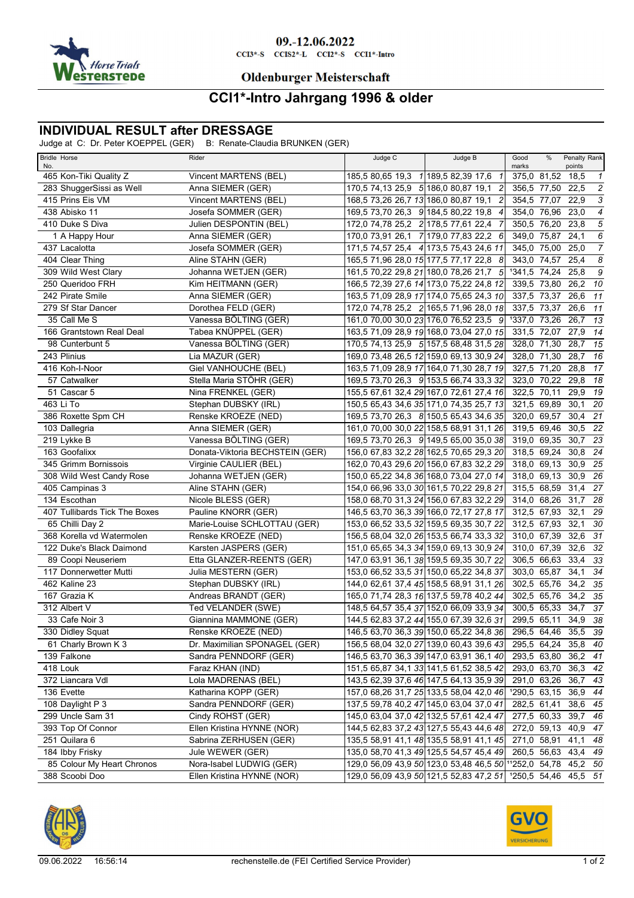09.-12.06.2022

CCI3*-S CCIS2*-L CCI2*-S CCI1*-Intro

**Oldenburger Meisterschaft**

# CCI1*-Intro Jahrgang 1996 & older

## INDIVIDUAL RESULT after DRESSAGE

Judge at C: Dr. Peter KOEPPEL (GER) B: Renate-Claudia BRUNKEN (GER)

| Bridle No. | Horse | Rider | Judge C | Judge B | Good marks | % | Penalty points | Rank |
|---|---|---|---|---|---|---|---|---|
| 465 | Kon-Tiki Quality Z | Vincent MARTENS (BEL) | 185,5 80,65 19,3 1 | 189,5 82,39 17,6 1 | 375,0 | 81,52 | 18,5 | 1 |
| 283 | ShuggerSissi as Well | Anna SIEMER (GER) | 170,5 74,13 25,9 5 | 186,0 80,87 19,1 2 | 356,5 | 77,50 | 22,5 | 2 |
| 415 | Prins Eis VM | Vincent MARTENS (BEL) | 168,5 73,26 26,7 13 | 186,0 80,87 19,1 2 | 354,5 | 77,07 | 22,9 | 3 |
| 438 | Abisko 11 | Josefa SOMMER (GER) | 169,5 73,70 26,3 9 | 184,5 80,22 19,8 4 | 354,0 | 76,96 | 23,0 | 4 |
| 410 | Duke S Diva | Julien DESPONTIN (BEL) | 172,0 74,78 25,2 2 | 178,5 77,61 22,4 7 | 350,5 | 76,20 | 23,8 | 5 |
| 1 | A Happy Hour | Anna SIEMER (GER) | 170,0 73,91 26,1 7 | 179,0 77,83 22,2 6 | 349,0 | 75,87 | 24,1 | 6 |
| 437 | Lacalotta | Josefa SOMMER (GER) | 171,5 74,57 25,4 4 | 173,5 75,43 24,6 11 | 345,0 | 75,00 | 25,0 | 7 |
| 404 | Clear Thing | Aline STAHN (GER) | 165,5 71,96 28,0 15 | 177,5 77,17 22,8 8 | 343,0 | 74,57 | 25,4 | 8 |
| 309 | Wild West Clary | Johanna WETJEN (GER) | 161,5 70,22 29,8 21 | 180,0 78,26 21,7 5 | [1]341,5 | 74,24 | 25,8 | 9 |
| 250 | Queridoo FRH | Kim HEITMANN (GER) | 166,5 72,39 27,6 14 | 173,0 75,22 24,8 12 | 339,5 | 73,80 | 26,2 | 10 |
| 242 | Pirate Smile | Anna SIEMER (GER) | 163,5 71,09 28,9 17 | 174,0 75,65 24,3 10 | 337,5 | 73,37 | 26,6 | 11 |
| 279 | Sf Star Dancer | Dorothea FELD (GER) | 172,0 74,78 25,2 2 | 165,5 71,96 28,0 18 | 337,5 | 73,37 | 26,6 | 11 |
| 35 | Call Me S | Vanessa BÖLTING (GER) | 161,0 70,00 30,0 23 | 176,0 76,52 23,5 9 | [1]337,0 | 73,26 | 26,7 | 13 |
| 166 | Grantstown Real Deal | Tabea KNÜPPEL (GER) | 163,5 71,09 28,9 19 | 168,0 73,04 27,0 15 | 331,5 | 72,07 | 27,9 | 14 |
| 98 | Cunterbunt 5 | Vanessa BÖLTING (GER) | 170,5 74,13 25,9 5 | 157,5 68,48 31,5 28 | 328,0 | 71,30 | 28,7 | 15 |
| 243 | Plinius | Lia MAZUR (GER) | 169,0 73,48 26,5 12 | 159,0 69,13 30,9 24 | 328,0 | 71,30 | 28,7 | 16 |
| 416 | Koh-I-Noor | Giel VANHOUCHE (BEL) | 163,5 71,09 28,9 17 | 164,0 71,30 28,7 19 | 327,5 | 71,20 | 28,8 | 17 |
| 57 | Catwalker | Stella Maria STÖHR (GER) | 169,5 73,70 26,3 9 | 153,5 66,74 33,3 32 | 323,0 | 70,22 | 29,8 | 18 |
| 51 | Cascar 5 | Nina FRENKEL (GER) | 155,5 67,61 32,4 29 | 167,0 72,61 27,4 16 | 322,5 | 70,11 | 29,9 | 19 |
| 463 | Li To | Stephan DUBSKY (IRL) | 150,5 65,43 34,6 35 | 171,0 74,35 25,7 13 | 321,5 | 69,89 | 30,1 | 20 |
| 386 | Roxette Spm CH | Renske KROEZE (NED) | 169,5 73,70 26,3 8 | 150,5 65,43 34,6 35 | 320,0 | 69,57 | 30,4 | 21 |
| 103 | Dallegria | Anna SIEMER (GER) | 161,0 70,00 30,0 22 | 158,5 68,91 31,1 26 | 319,5 | 69,46 | 30,5 | 22 |
| 219 | Lykke B | Vanessa BÖLTING (GER) | 169,5 73,70 26,3 9 | 149,5 65,00 35,0 38 | 319,0 | 69,35 | 30,7 | 23 |
| 163 | Goofalixx | Donata-Viktoria BECHSTEIN (GER) | 156,0 67,83 32,2 28 | 162,5 70,65 29,3 20 | 318,5 | 69,24 | 30,8 | 24 |
| 345 | Grimm Bornissois | Virginie CAULIER (BEL) | 162,0 70,43 29,6 20 | 156,0 67,83 32,2 29 | 318,0 | 69,13 | 30,9 | 25 |
| 308 | Wild West Candy Rose | Johanna WETJEN (GER) | 150,0 65,22 34,8 36 | 168,0 73,04 27,0 14 | 318,0 | 69,13 | 30,9 | 26 |
| 405 | Campinas 3 | Aline STAHN (GER) | 154,0 66,96 33,0 30 | 161,5 70,22 29,8 21 | 315,5 | 68,59 | 31,4 | 27 |
| 134 | Escothan | Nicole BLESS (GER) | 158,0 68,70 31,3 24 | 156,0 67,83 32,2 29 | 314,0 | 68,26 | 31,7 | 28 |
| 407 | Tullibards Tick The Boxes | Pauline KNORR (GER) | 146,5 63,70 36,3 39 | 166,0 72,17 27,8 17 | 312,5 | 67,93 | 32,1 | 29 |
| 65 | Chilli Day 2 | Marie-Louise SCHLOTTAU (GER) | 153,0 66,52 33,5 32 | 159,5 69,35 30,7 22 | 312,5 | 67,93 | 32,1 | 30 |
| 368 | Korella vd Watermolen | Renske KROEZE (NED) | 156,5 68,04 32,0 26 | 153,5 66,74 33,3 32 | 310,0 | 67,39 | 32,6 | 31 |
| 122 | Duke's Black Daimond | Karsten JASPERS (GER) | 151,0 65,65 34,3 34 | 159,0 69,13 30,9 24 | 310,0 | 67,39 | 32,6 | 32 |
| 89 | Coopi Neuseriem | Etta GLANZER-REENTS (GER) | 147,0 63,91 36,1 38 | 159,5 69,35 30,7 22 | 306,5 | 66,63 | 33,4 | 33 |
| 117 | Donnerwetter Mutti | Julia MESTERN (GER) | 153,0 66,52 33,5 31 | 150,0 65,22 34,8 37 | 303,0 | 65,87 | 34,1 | 34 |
| 462 | Kaline 23 | Stephan DUBSKY (IRL) | 144,0 62,61 37,4 45 | 158,5 68,91 31,1 26 | 302,5 | 65,76 | 34,2 | 35 |
| 167 | Grazia K | Andreas BRANDT (GER) | 165,0 71,74 28,3 16 | 137,5 59,78 40,2 44 | 302,5 | 65,76 | 34,2 | 35 |
| 312 | Albert V | Ted VELANDER (SWE) | 148,5 64,57 35,4 37 | 152,0 66,09 33,9 34 | 300,5 | 65,33 | 34,7 | 37 |
| 33 | Cafe Noir 3 | Giannina MAMMONE (GER) | 144,5 62,83 37,2 44 | 155,0 67,39 32,6 31 | 299,5 | 65,11 | 34,9 | 38 |
| 330 | Didley Squat | Renske KROEZE (NED) | 146,5 63,70 36,3 39 | 150,0 65,22 34,8 36 | 296,5 | 64,46 | 35,5 | 39 |
| 61 | Charly Brown K 3 | Dr. Maximilian SPONAGEL (GER) | 156,5 68,04 32,0 27 | 139,0 60,43 39,6 43 | 295,5 | 64,24 | 35,8 | 40 |
| 139 | Falkone | Sandra PENNDORF (GER) | 146,5 63,70 36,3 39 | 147,0 63,91 36,1 40 | 293,5 | 63,80 | 36,2 | 41 |
| 418 | Louk | Faraz KHAN (IND) | 151,5 65,87 34,1 33 | 141,5 61,52 38,5 42 | 293,0 | 63,70 | 36,3 | 42 |
| 372 | Liancara Vdl | Lola MADRENAS (BEL) | 143,5 62,39 37,6 46 | 147,5 64,13 35,9 39 | 291,0 | 63,26 | 36,7 | 43 |
| 136 | Evette | Katharina KOPP (GER) | 157,0 68,26 31,7 25 | 133,5 58,04 42,0 46 | [1]290,5 | 63,15 | 36,9 | 44 |
| 108 | Daylight P 3 | Sandra PENNDORF (GER) | 137,5 59,78 40,2 47 | 145,0 63,04 37,0 41 | 282,5 | 61,41 | 38,6 | 45 |
| 299 | Uncle Sam 31 | Cindy ROHST (GER) | 145,0 63,04 37,0 42 | 132,5 57,61 42,4 47 | 277,5 | 60,33 | 39,7 | 46 |
| 393 | Top Of Connor | Ellen Kristina HYNNE (NOR) | 144,5 62,83 37,2 43 | 127,5 55,43 44,6 48 | 272,0 | 59,13 | 40,9 | 47 |
| 251 | Quilara 6 | Sabrina ZERHUSEN (GER) | 135,5 58,91 41,1 48 | 135,5 58,91 41,1 45 | 271,0 | 58,91 | 41,1 | 48 |
| 184 | Ibby Frisky | Jule WEWER (GER) | 135,0 58,70 41,3 49 | 125,5 54,57 45,4 49 | 260,5 | 56,63 | 43,4 | 49 |
| 85 | Colour My Heart Chronos | Nora-Isabel LUDWIG (GER) | 129,0 56,09 43,9 50 | 123,0 53,48 46,5 50 | [11]252,0 | 54,78 | 45,2 | 50 |
| 388 | Scoobi Doo | Ellen Kristina HYNNE (NOR) | 129,0 56,09 43,9 50 | 121,5 52,83 47,2 51 | [1]250,5 | 54,46 | 45,5 | 51 |

09.06.2022 16:56:14 rechenstelle.de (FEI Certified Service Provider)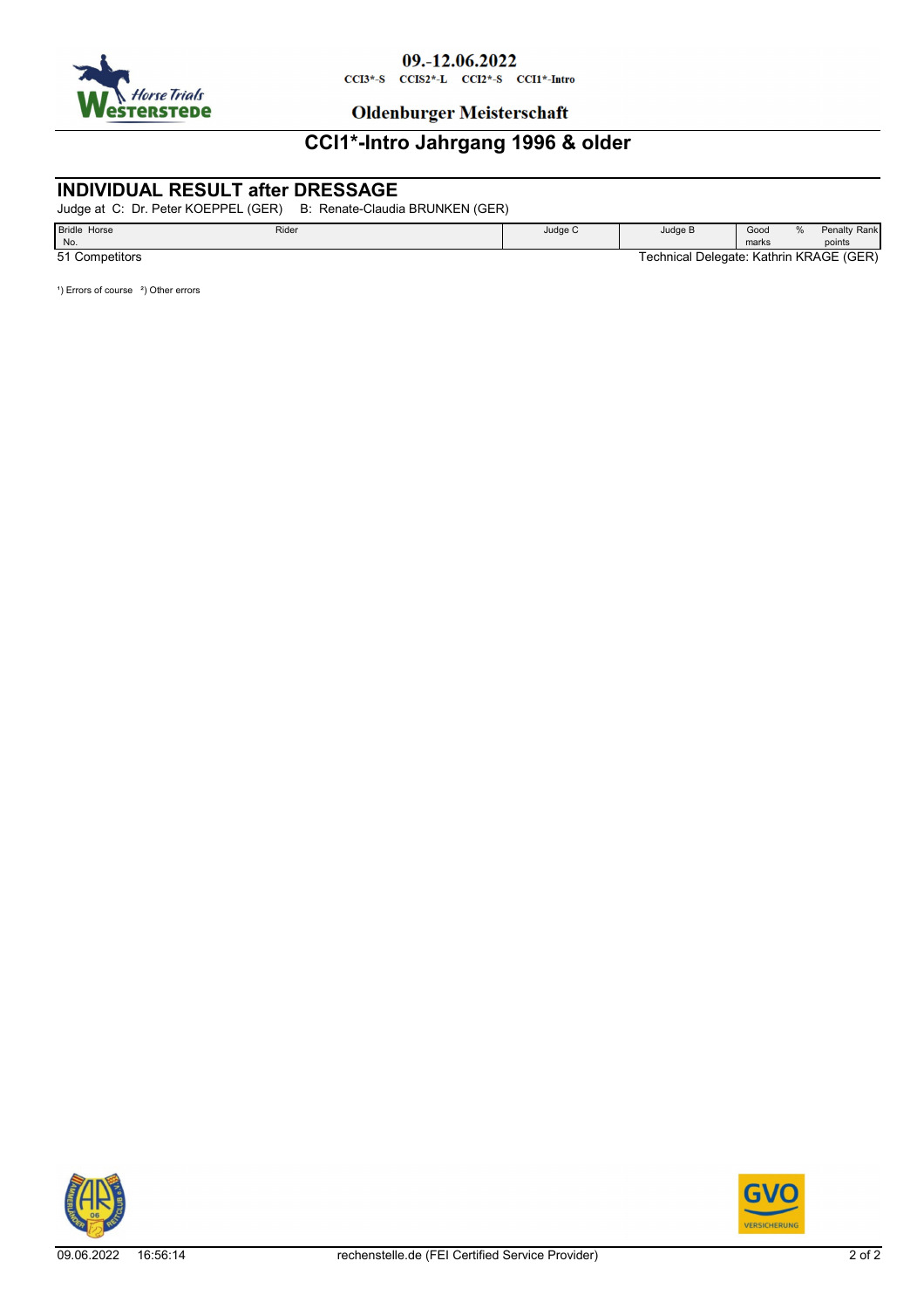09.-12.06.2022

CCI3*-S CCIS2*-L CCI2*-S CCI1*-Intro

**Oldenburger Meisterschaft**

# CCI1*-Intro Jahrgang 1996 & older

## INDIVIDUAL RESULT after DRESSAGE

Judge at C: Dr. Peter KOEPPEL (GER) B: Renate-Claudia BRUNKEN (GER)

| Bridle No. | Horse | Rider | Judge C | Judge B | Good marks | % | Penalty points | Rank |
|---|---|---|---|---|---|---|---|---|

51 Competitors

Technical Delegate: Kathrin KRAGE (GER)

[1]) Errors of course [2]) Other errors

09.06.2022 16:56:14 rechenstelle.de (FEI Certified Service Provider)